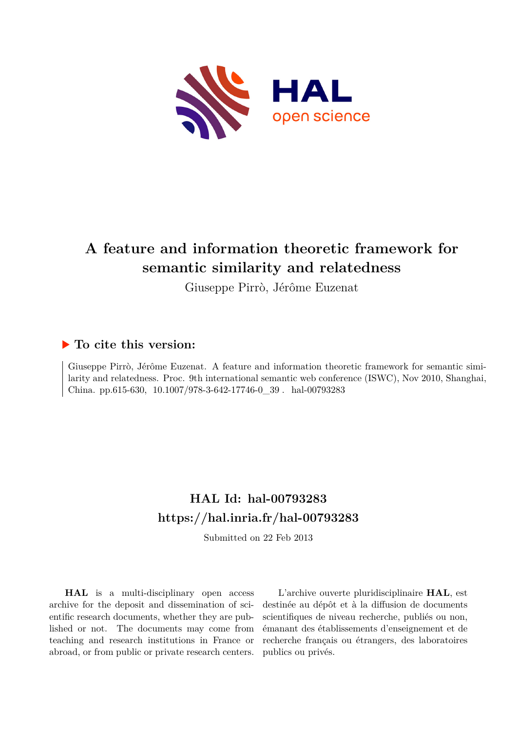HAL open science

# A feature and information theoretic framework for semantic similarity and relatedness

Giuseppe Pirrò, Jérôme Euzenat

## ▶ To cite this version:

Giuseppe Pirrò, Jérôme Euzenat. A feature and information theoretic framework for semantic similarity and relatedness. Proc. 9th international semantic web conference (ISWC), Nov 2010, Shanghai, China. pp.615-630, 10.1007/978-3-642-17746-0_39 . hal-00793283

## HAL Id: hal-00793283
## https://hal.inria.fr/hal-00793283

Submitted on 22 Feb 2013

**HAL** is a multi-disciplinary open access archive for the deposit and dissemination of scientific research documents, whether they are published or not. The documents may come from teaching and research institutions in France or abroad, or from public or private research centers.

L'archive ouverte pluridisciplinaire **HAL**, est destinée au dépôt et à la diffusion de documents scientifiques de niveau recherche, publiés ou non, émanant des établissements d'enseignement et de recherche français ou étrangers, des laboratoires publics ou privés.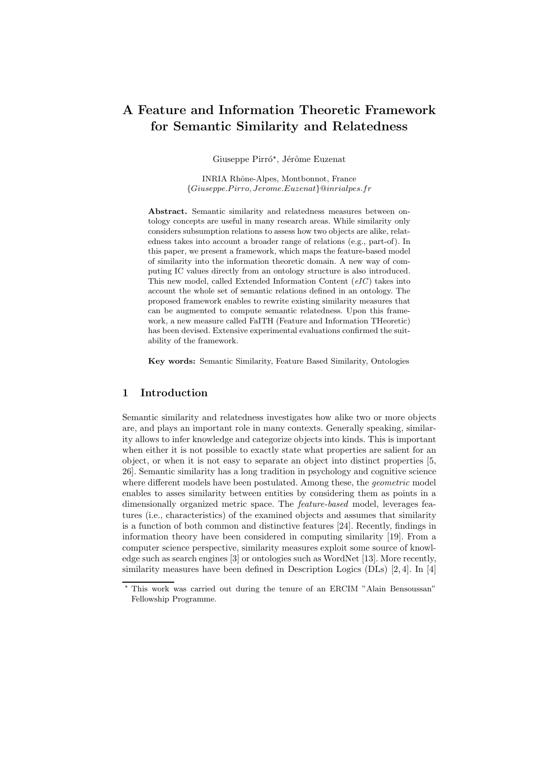# A Feature and Information Theoretic Framework for Semantic Similarity and Relatedness

Giuseppe Pirró*, Jérôme Euzenat

INRIA Rhône-Alpes, Montbonnot, France
{*Giuseppe.Pirro*, *Jerome.Euzenat*}@*inrialpes.fr*

**Abstract.** Semantic similarity and relatedness measures between ontology concepts are useful in many research areas. While similarity only considers subsumption relations to assess how two objects are alike, relatedness takes into account a broader range of relations (e.g., part-of). In this paper, we present a framework, which maps the feature-based model of similarity into the information theoretic domain. A new way of computing IC values directly from an ontology structure is also introduced. This new model, called Extended Information Content ($eIC$) takes into account the whole set of semantic relations defined in an ontology. The proposed framework enables to rewrite existing similarity measures that can be augmented to compute semantic relatedness. Upon this framework, a new measure called FaITH (Feature and Information THeoretic) has been devised. Extensive experimental evaluations confirmed the suitability of the framework.

**Key words:** Semantic Similarity, Feature Based Similarity, Ontologies

## 1 Introduction

Semantic similarity and relatedness investigates how alike two or more objects are, and plays an important role in many contexts. Generally speaking, similarity allows to infer knowledge and categorize objects into kinds. This is important when either it is not possible to exactly state what properties are salient for an object, or when it is not easy to separate an object into distinct properties [5, 26]. Semantic similarity has a long tradition in psychology and cognitive science where different models have been postulated. Among these, the *geometric* model enables to asses similarity between entities by considering them as points in a dimensionally organized metric space. The *feature-based* model, leverages features (i.e., characteristics) of the examined objects and assumes that similarity is a function of both common and distinctive features [24]. Recently, findings in information theory have been considered in computing similarity [19]. From a computer science perspective, similarity measures exploit some source of knowledge such as search engines [3] or ontologies such as WordNet [13]. More recently, similarity measures have been defined in Description Logics (DLs) [2, 4]. In [4]

* This work was carried out during the tenure of an ERCIM "Alain Bensoussan" Fellowship Programme.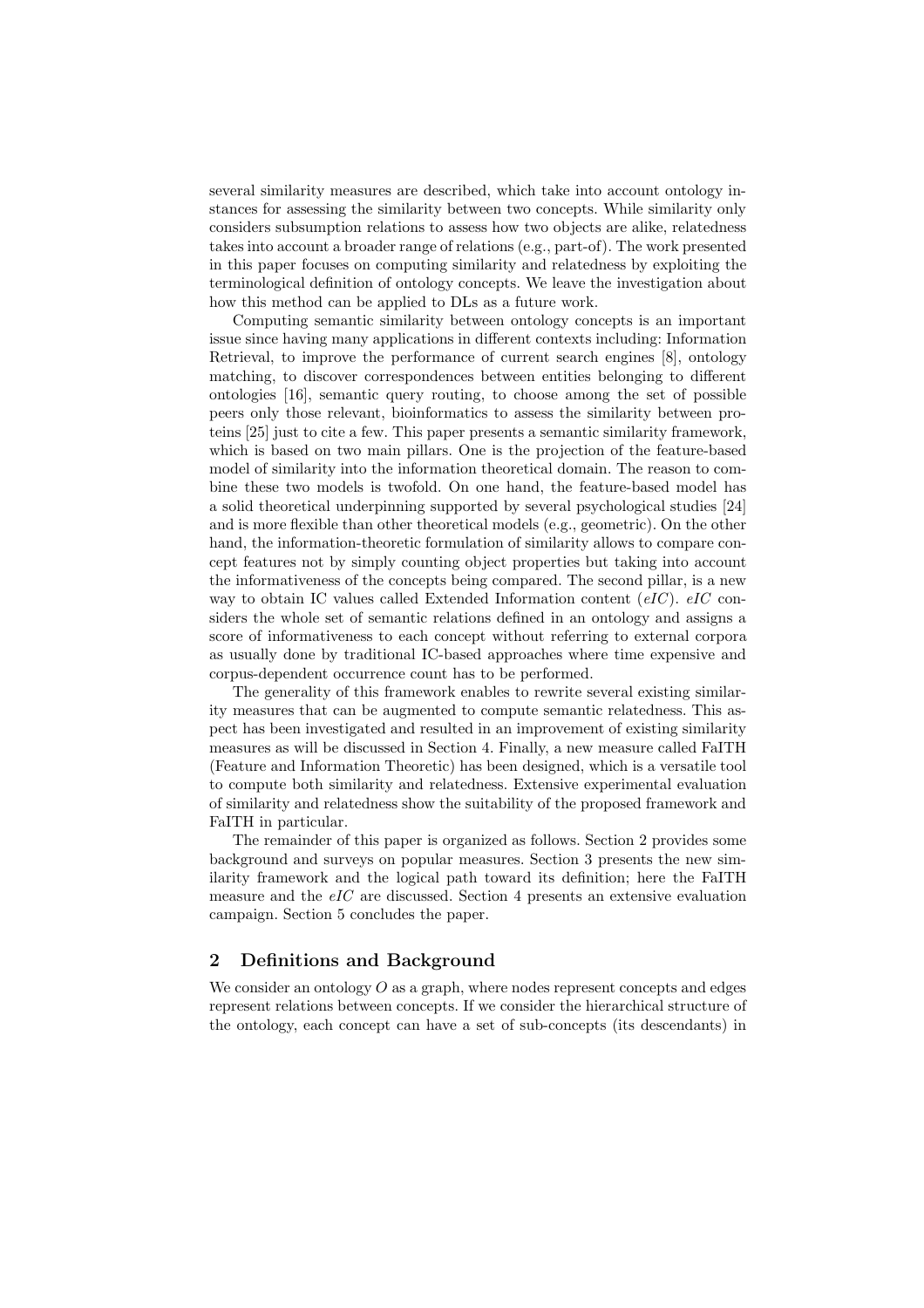several similarity measures are described, which take into account ontology instances for assessing the similarity between two concepts. While similarity only considers subsumption relations to assess how two objects are alike, relatedness takes into account a broader range of relations (e.g., part-of). The work presented in this paper focuses on computing similarity and relatedness by exploiting the terminological definition of ontology concepts. We leave the investigation about how this method can be applied to DLs as a future work.

Computing semantic similarity between ontology concepts is an important issue since having many applications in different contexts including: Information Retrieval, to improve the performance of current search engines [8], ontology matching, to discover correspondences between entities belonging to different ontologies [16], semantic query routing, to choose among the set of possible peers only those relevant, bioinformatics to assess the similarity between proteins [25] just to cite a few. This paper presents a semantic similarity framework, which is based on two main pillars. One is the projection of the feature-based model of similarity into the information theoretical domain. The reason to combine these two models is twofold. On one hand, the feature-based model has a solid theoretical underpinning supported by several psychological studies [24] and is more flexible than other theoretical models (e.g., geometric). On the other hand, the information-theoretic formulation of similarity allows to compare concept features not by simply counting object properties but taking into account the informativeness of the concepts being compared. The second pillar, is a new way to obtain IC values called Extended Information content (*eIC*). *eIC* considers the whole set of semantic relations defined in an ontology and assigns a score of informativeness to each concept without referring to external corpora as usually done by traditional IC-based approaches where time expensive and corpus-dependent occurrence count has to be performed.

The generality of this framework enables to rewrite several existing similarity measures that can be augmented to compute semantic relatedness. This aspect has been investigated and resulted in an improvement of existing similarity measures as will be discussed in Section 4. Finally, a new measure called FaITH (Feature and Information Theoretic) has been designed, which is a versatile tool to compute both similarity and relatedness. Extensive experimental evaluation of similarity and relatedness show the suitability of the proposed framework and FaITH in particular.

The remainder of this paper is organized as follows. Section 2 provides some background and surveys on popular measures. Section 3 presents the new similarity framework and the logical path toward its definition; here the FaITH measure and the *eIC* are discussed. Section 4 presents an extensive evaluation campaign. Section 5 concludes the paper.

## 2 Definitions and Background

We consider an ontology $O$ as a graph, where nodes represent concepts and edges represent relations between concepts. If we consider the hierarchical structure of the ontology, each concept can have a set of sub-concepts (its descendants) in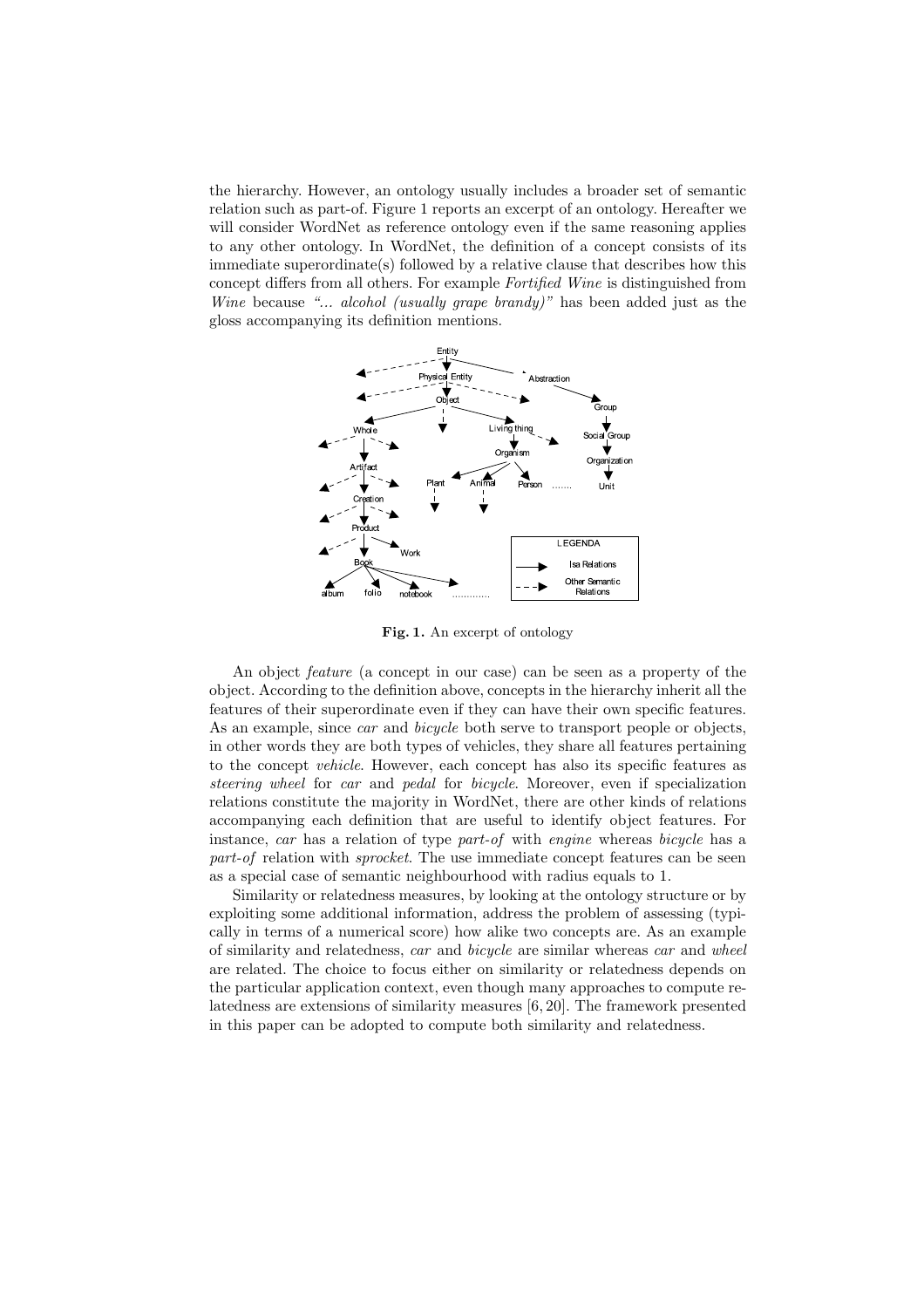the hierarchy. However, an ontology usually includes a broader set of semantic relation such as part-of. Figure 1 reports an excerpt of an ontology. Hereafter we will consider WordNet as reference ontology even if the same reasoning applies to any other ontology. In WordNet, the definition of a concept consists of its immediate superordinate(s) followed by a relative clause that describes how this concept differs from all others. For example *Fortified Wine* is distinguished from *Wine* because *"... alcohol (usually grape brandy)"* has been added just as the gloss accompanying its definition mentions.

**Fig. 1.** An excerpt of ontology

An object *feature* (a concept in our case) can be seen as a property of the object. According to the definition above, concepts in the hierarchy inherit all the features of their superordinate even if they can have their own specific features. As an example, since *car* and *bicycle* both serve to transport people or objects, in other words they are both types of vehicles, they share all features pertaining to the concept *vehicle*. However, each concept has also its specific features as *steering wheel* for *car* and *pedal* for *bicycle*. Moreover, even if specialization relations constitute the majority in WordNet, there are other kinds of relations accompanying each definition that are useful to identify object features. For instance, *car* has a relation of type *part-of* with *engine* whereas *bicycle* has a *part-of* relation with *sprocket*. The use immediate concept features can be seen as a special case of semantic neighbourhood with radius equals to 1.

Similarity or relatedness measures, by looking at the ontology structure or by exploiting some additional information, address the problem of assessing (typically in terms of a numerical score) how alike two concepts are. As an example of similarity and relatedness, *car* and *bicycle* are similar whereas *car* and *wheel* are related. The choice to focus either on similarity or relatedness depends on the particular application context, even though many approaches to compute relatedness are extensions of similarity measures [6, 20]. The framework presented in this paper can be adopted to compute both similarity and relatedness.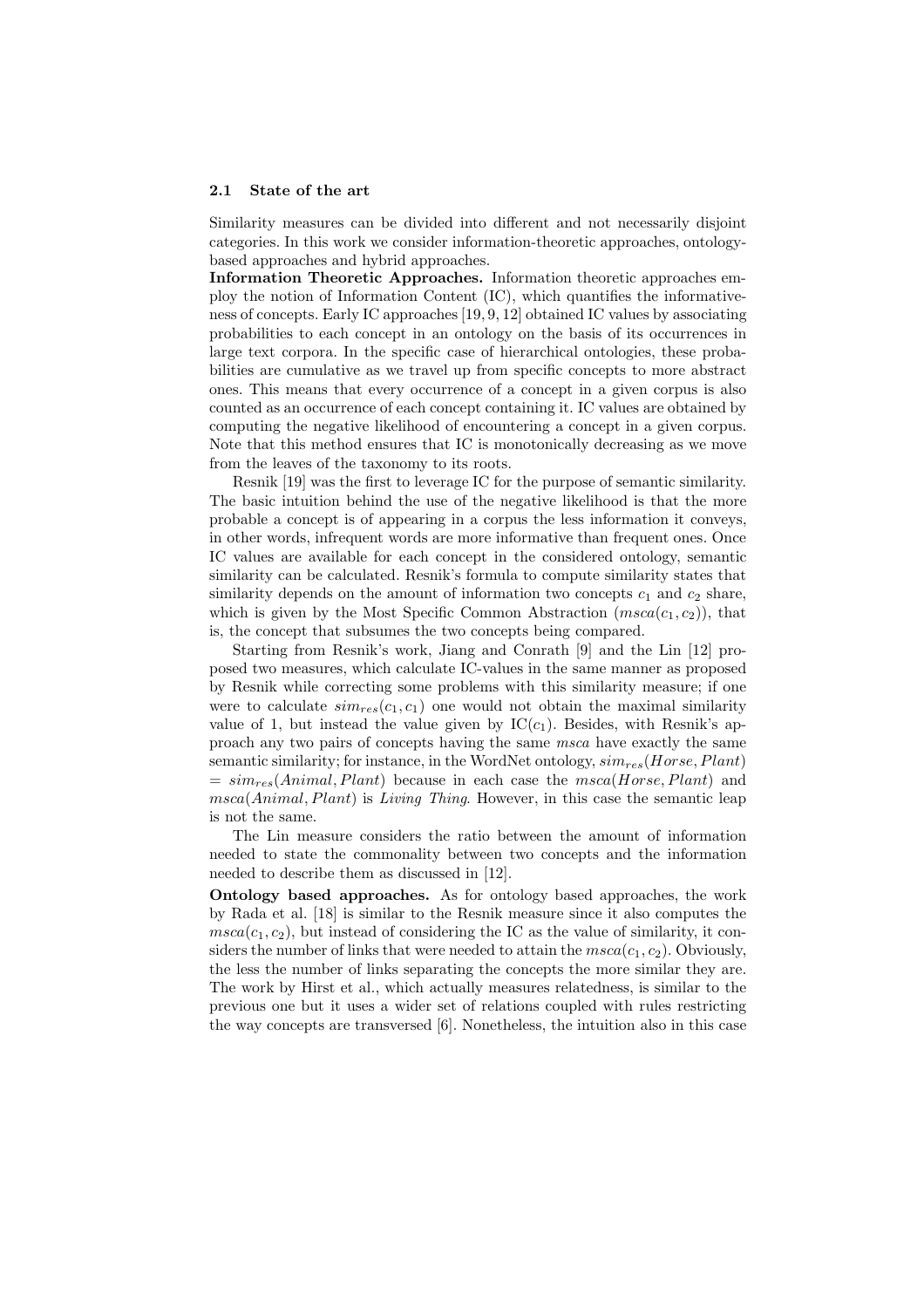### 2.1 State of the art

Similarity measures can be divided into different and not necessarily disjoint categories. In this work we consider information-theoretic approaches, ontology-based approaches and hybrid approaches.

**Information Theoretic Approaches.** Information theoretic approaches employ the notion of Information Content (IC), which quantifies the informativeness of concepts. Early IC approaches [19, 9, 12] obtained IC values by associating probabilities to each concept in an ontology on the basis of its occurrences in large text corpora. In the specific case of hierarchical ontologies, these probabilities are cumulative as we travel up from specific concepts to more abstract ones. This means that every occurrence of a concept in a given corpus is also counted as an occurrence of each concept containing it. IC values are obtained by computing the negative likelihood of encountering a concept in a given corpus. Note that this method ensures that IC is monotonically decreasing as we move from the leaves of the taxonomy to its roots.

Resnik [19] was the first to leverage IC for the purpose of semantic similarity. The basic intuition behind the use of the negative likelihood is that the more probable a concept is of appearing in a corpus the less information it conveys, in other words, infrequent words are more informative than frequent ones. Once IC values are available for each concept in the considered ontology, semantic similarity can be calculated. Resnik's formula to compute similarity states that similarity depends on the amount of information two concepts $c_1$ and $c_2$ share, which is given by the Most Specific Common Abstraction ($msca(c_1, c_2)$), that is, the concept that subsumes the two concepts being compared.

Starting from Resnik's work, Jiang and Conrath [9] and the Lin [12] proposed two measures, which calculate IC-values in the same manner as proposed by Resnik while correcting some problems with this similarity measure; if one were to calculate $sim_{res}(c_1, c_1)$ one would not obtain the maximal similarity value of 1, but instead the value given by IC($c_1$). Besides, with Resnik's approach any two pairs of concepts having the same *msca* have exactly the same semantic similarity; for instance, in the WordNet ontology, $sim_{res}(Horse, Plant)$ $= sim_{res}(Animal, Plant)$ because in each case the $msca(Horse, Plant)$ and $msca(Animal, Plant)$ is *Living Thing*. However, in this case the semantic leap is not the same.

The Lin measure considers the ratio between the amount of information needed to state the commonality between two concepts and the information needed to describe them as discussed in [12].

**Ontology based approaches.** As for ontology based approaches, the work by Rada et al. [18] is similar to the Resnik measure since it also computes the $msca(c_1, c_2)$, but instead of considering the IC as the value of similarity, it considers the number of links that were needed to attain the $msca(c_1, c_2)$. Obviously, the less the number of links separating the concepts the more similar they are. The work by Hirst et al., which actually measures relatedness, is similar to the previous one but it uses a wider set of relations coupled with rules restricting the way concepts are transversed [6]. Nonetheless, the intuition also in this case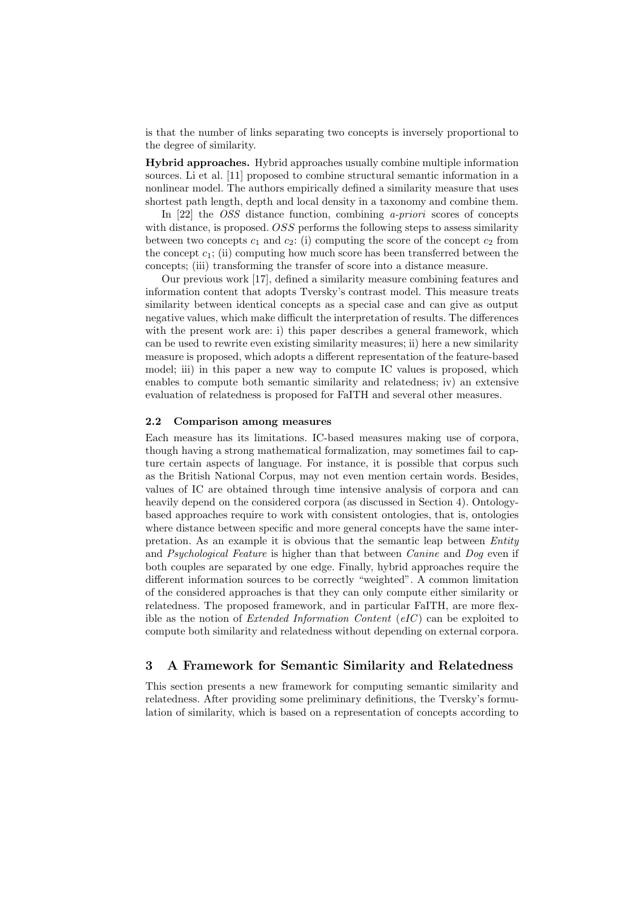is that the number of links separating two concepts is inversely proportional to the degree of similarity.

**Hybrid approaches.** Hybrid approaches usually combine multiple information sources. Li et al. [11] proposed to combine structural semantic information in a nonlinear model. The authors empirically defined a similarity measure that uses shortest path length, depth and local density in a taxonomy and combine them.

In [22] the *OSS* distance function, combining *a-priori* scores of concepts with distance, is proposed. *OSS* performs the following steps to assess similarity between two concepts $c_1$ and $c_2$: (i) computing the score of the concept $c_2$ from the concept $c_1$; (ii) computing how much score has been transferred between the concepts; (iii) transforming the transfer of score into a distance measure.

Our previous work [17], defined a similarity measure combining features and information content that adopts Tversky's contrast model. This measure treats similarity between identical concepts as a special case and can give as output negative values, which make difficult the interpretation of results. The differences with the present work are: i) this paper describes a general framework, which can be used to rewrite even existing similarity measures; ii) here a new similarity measure is proposed, which adopts a different representation of the feature-based model; iii) in this paper a new way to compute IC values is proposed, which enables to compute both semantic similarity and relatedness; iv) an extensive evaluation of relatedness is proposed for FaITH and several other measures.

### 2.2 Comparison among measures

Each measure has its limitations. IC-based measures making use of corpora, though having a strong mathematical formalization, may sometimes fail to capture certain aspects of language. For instance, it is possible that corpus such as the British National Corpus, may not even mention certain words. Besides, values of IC are obtained through time intensive analysis of corpora and can heavily depend on the considered corpora (as discussed in Section 4). Ontology-based approaches require to work with consistent ontologies, that is, ontologies where distance between specific and more general concepts have the same interpretation. As an example it is obvious that the semantic leap between *Entity* and *Psychological Feature* is higher than that between *Canine* and *Dog* even if both couples are separated by one edge. Finally, hybrid approaches require the different information sources to be correctly "weighted". A common limitation of the considered approaches is that they can only compute either similarity or relatedness. The proposed framework, and in particular FaITH, are more flexible as the notion of *Extended Information Content* (*eIC*) can be exploited to compute both similarity and relatedness without depending on external corpora.

## 3 A Framework for Semantic Similarity and Relatedness

This section presents a new framework for computing semantic similarity and relatedness. After providing some preliminary definitions, the Tversky's formulation of similarity, which is based on a representation of concepts according to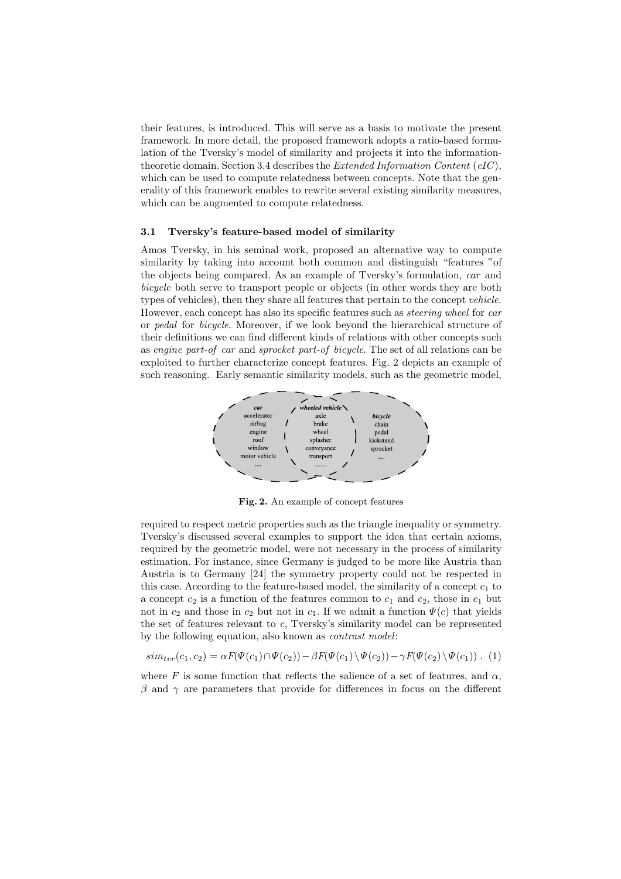their features, is introduced. This will serve as a basis to motivate the present framework. In more detail, the proposed framework adopts a ratio-based formulation of the Tversky's model of similarity and projects it into the information-theoretic domain. Section 3.4 describes the *Extended Information Content* (*eIC*), which can be used to compute relatedness between concepts. Note that the generality of this framework enables to rewrite several existing similarity measures, which can be augmented to compute relatedness.

### 3.1 Tversky's feature-based model of similarity

Amos Tversky, in his seminal work, proposed an alternative way to compute similarity by taking into account both common and distinguish "features "of the objects being compared. As an example of Tversky's formulation, *car* and *bicycle* both serve to transport people or objects (in other words they are both types of vehicles), then they share all features that pertain to the concept *vehicle*. However, each concept has also its specific features such as *steering wheel* for *car* or *pedal* for *bicycle*. Moreover, if we look beyond the hierarchical structure of their definitions we can find different kinds of relations with other concepts such as *engine part-of car* and *sprocket part-of bicycle*. The set of all relations can be exploited to further characterize concept features. Fig. 2 depicts an example of such reasoning. Early semantic similarity models, such as the geometric model,

| car | wheeled vehicle | bicycle |
|---|---|---|
| accelerator | axle | chain |
| airbag | brake | pedal |
| engine | wheel | kickstand |
| roof | splasher | sprocket |
| window | conveyance | .... |
| motor vehicle | transport | |
| .... | ........ | |

**Fig. 2.** An example of concept features

required to respect metric properties such as the triangle inequality or symmetry. Tversky's discussed several examples to support the idea that certain axioms, required by the geometric model, were not necessary in the process of similarity estimation. For instance, since Germany is judged to be more like Austria than Austria is to Germany [24] the symmetry property could not be respected in this case. According to the feature-based model, the similarity of a concept $c_1$ to a concept $c_2$ is a function of the features common to $c_1$ and $c_2$, those in $c_1$ but not in $c_2$ and those in $c_2$ but not in $c_1$. If we admit a function $\Psi(c)$ that yields the set of features relevant to $c$, Tversky's similarity model can be represented by the following equation, also known as *contrast model*:

$$sim_{tvr}(c_1, c_2) = \alpha F(\Psi(c_1) \cap \Psi(c_2)) - \beta F(\Psi(c_1) \setminus \Psi(c_2)) - \gamma F(\Psi(c_2) \setminus \Psi(c_1)) \ . \quad (1)$$

where $F$ is some function that reflects the salience of a set of features, and $\alpha$, $\beta$ and $\gamma$ are parameters that provide for differences in focus on the different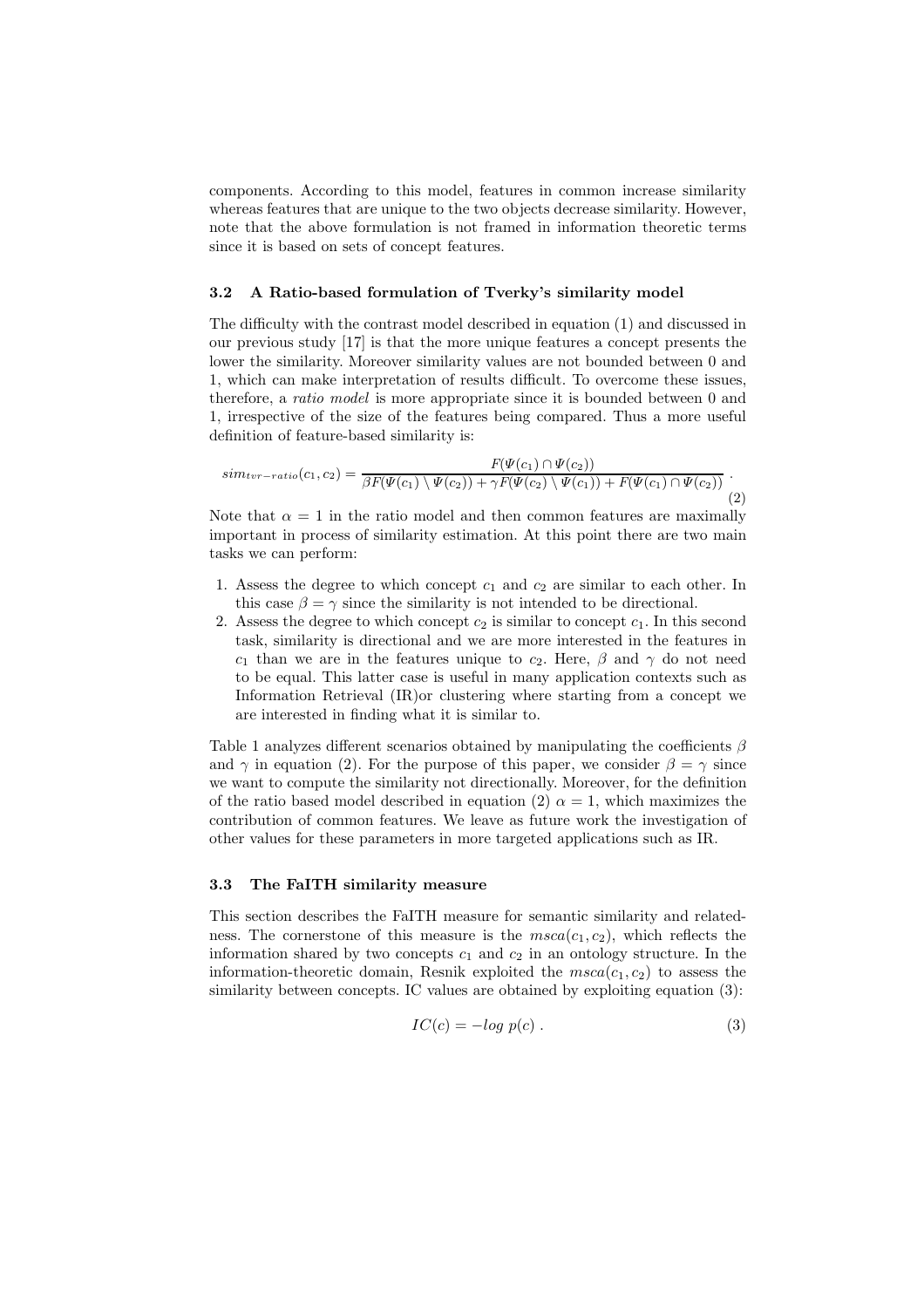components. According to this model, features in common increase similarity whereas features that are unique to the two objects decrease similarity. However, note that the above formulation is not framed in information theoretic terms since it is based on sets of concept features.

### 3.2 A Ratio-based formulation of Tverky's similarity model

The difficulty with the contrast model described in equation (1) and discussed in our previous study [17] is that the more unique features a concept presents the lower the similarity. Moreover similarity values are not bounded between 0 and 1, which can make interpretation of results difficult. To overcome these issues, therefore, a *ratio model* is more appropriate since it is bounded between 0 and 1, irrespective of the size of the features being compared. Thus a more useful definition of feature-based similarity is:

$$sim_{tvr-ratio}(c_1, c_2) = \frac{F(\Psi(c_1) \cap \Psi(c_2))}{\beta F(\Psi(c_1) \setminus \Psi(c_2)) + \gamma F(\Psi(c_2) \setminus \Psi(c_1)) + F(\Psi(c_1) \cap \Psi(c_2))} . \quad (2)$$

Note that $\alpha = 1$ in the ratio model and then common features are maximally important in process of similarity estimation. At this point there are two main tasks we can perform:

1. Assess the degree to which concept $c_1$ and $c_2$ are similar to each other. In this case $\beta = \gamma$ since the similarity is not intended to be directional.
2. Assess the degree to which concept $c_2$ is similar to concept $c_1$. In this second task, similarity is directional and we are more interested in the features in $c_1$ than we are in the features unique to $c_2$. Here, $\beta$ and $\gamma$ do not need to be equal. This latter case is useful in many application contexts such as Information Retrieval (IR)or clustering where starting from a concept we are interested in finding what it is similar to.

Table 1 analyzes different scenarios obtained by manipulating the coefficients $\beta$ and $\gamma$ in equation (2). For the purpose of this paper, we consider $\beta = \gamma$ since we want to compute the similarity not directionally. Moreover, for the definition of the ratio based model described in equation (2) $\alpha = 1$, which maximizes the contribution of common features. We leave as future work the investigation of other values for these parameters in more targeted applications such as IR.

### 3.3 The FaITH similarity measure

This section describes the FaITH measure for semantic similarity and relatedness. The cornerstone of this measure is the $msca(c_1, c_2)$, which reflects the information shared by two concepts $c_1$ and $c_2$ in an ontology structure. In the information-theoretic domain, Resnik exploited the $msca(c_1, c_2)$ to assess the similarity between concepts. IC values are obtained by exploiting equation (3):

$$IC(c) = -log\ p(c) . \quad (3)$$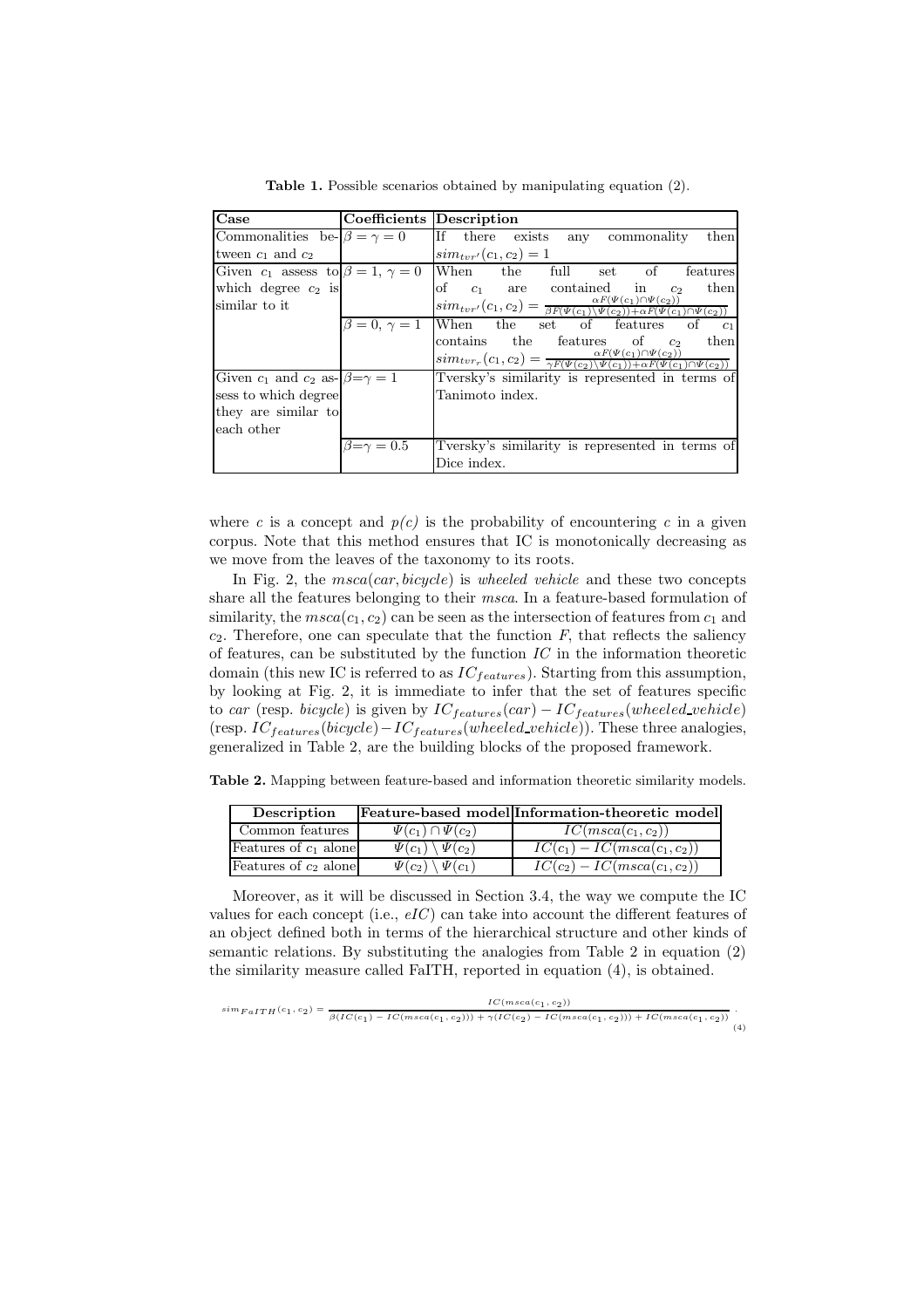**Table 1.** Possible scenarios obtained by manipulating equation (2).

| Case | Coefficients | Description |
|---|---|---|
| Commonalities between $c_1$ and $c_2$ | $\beta = \gamma = 0$ | If there exists any commonality then $sim_{tvr'}(c_1, c_2) = 1$ |
| Given $c_1$ assess to which degree $c_2$ is similar to it | $\beta = 1$, $\gamma = 0$ | When the full set of features of $c_1$ are contained in $c_2$ then $sim_{tvr'}(c_1, c_2) = \frac{\alpha F(\Psi(c_1) \cap \Psi(c_2))}{\beta F(\Psi(c_1) \setminus \Psi(c_2)) + \alpha F(\Psi(c_1) \cap \Psi(c_2))}$ |
| | $\beta = 0$, $\gamma = 1$ | When the set of features of $c_1$ contains the features of $c_2$ then $sim_{tvr_r}(c_1, c_2) = \frac{\alpha F(\Psi(c_1) \cap \Psi(c_2))}{\gamma F(\Psi(c_2) \setminus \Psi(c_1)) + \alpha F(\Psi(c_1) \cap \Psi(c_2))}$ |
| Given $c_1$ and $c_2$ assess to which degree they are similar to each other | $\beta = \gamma = 1$ | Tversky's similarity is represented in terms of Tanimoto index. |
| | $\beta = \gamma = 0.5$ | Tversky's similarity is represented in terms of Dice index. |

where $c$ is a concept and $p(c)$ is the probability of encountering $c$ in a given corpus. Note that this method ensures that IC is monotonically decreasing as we move from the leaves of the taxonomy to its roots.

In Fig. 2, the $msca(car, bicycle)$ is *wheeled vehicle* and these two concepts share all the features belonging to their *msca*. In a feature-based formulation of similarity, the $msca(c_1, c_2)$ can be seen as the intersection of features from $c_1$ and $c_2$. Therefore, one can speculate that the function $F$, that reflects the saliency of features, can be substituted by the function $IC$ in the information theoretic domain (this new IC is referred to as $IC_{features}$). Starting from this assumption, by looking at Fig. 2, it is immediate to infer that the set of features specific to *car* (resp. *bicycle*) is given by $IC_{features}(car) - IC_{features}(wheeled\_vehicle)$ (resp. $IC_{features}(bicycle) - IC_{features}(wheeled\_vehicle)$). These three analogies, generalized in Table 2, are the building blocks of the proposed framework.

**Table 2.** Mapping between feature-based and information theoretic similarity models.

| Description | Feature-based model | Information-theoretic model |
|---|---|---|
| Common features | $\Psi(c_1) \cap \Psi(c_2)$ | $IC(msca(c_1, c_2))$ |
| Features of $c_1$ alone | $\Psi(c_1) \setminus \Psi(c_2)$ | $IC(c_1) - IC(msca(c_1, c_2))$ |
| Features of $c_2$ alone | $\Psi(c_2) \setminus \Psi(c_1)$ | $IC(c_2) - IC(msca(c_1, c_2))$ |

Moreover, as it will be discussed in Section 3.4, the way we compute the IC values for each concept (i.e., $eIC$) can take into account the different features of an object defined both in terms of the hierarchical structure and other kinds of semantic relations. By substituting the analogies from Table 2 in equation (2) the similarity measure called FaITH, reported in equation (4), is obtained.

$$sim_{FaITH}(c_1, c_2) = \frac{IC(msca(c_1, c_2))}{\beta(IC(c_1) - IC(msca(c_1, c_2))) + \gamma(IC(c_2) - IC(msca(c_1, c_2))) + IC(msca(c_1, c_2))} . \quad (4)$$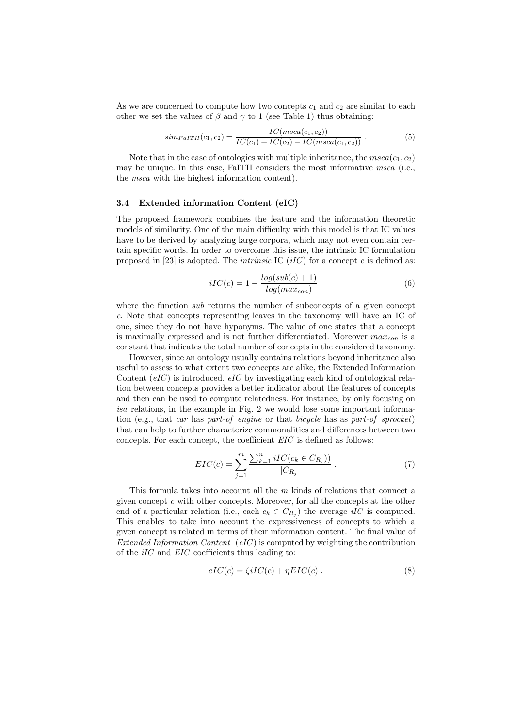As we are concerned to compute how two concepts $c_1$ and $c_2$ are similar to each other we set the values of $\beta$ and $\gamma$ to 1 (see Table 1) thus obtaining:

$$sim_{FaITH}(c_1, c_2) = \frac{IC(msca(c_1, c_2))}{IC(c_1) + IC(c_2) - IC(msca(c_1, c_2))} \ . \tag{5}$$

Note that in the case of ontologies with multiple inheritance, the $msca(c_1, c_2)$ may be unique. In this case, FaITH considers the most informative *msca* (i.e., the *msca* with the highest information content).

### 3.4 Extended information Content (eIC)

The proposed framework combines the feature and the information theoretic models of similarity. One of the main difficulty with this model is that IC values have to be derived by analyzing large corpora, which may not even contain certain specific words. In order to overcome this issue, the intrinsic IC formulation proposed in [23] is adopted. The *intrinsic* IC ($iIC$) for a concept $c$ is defined as:

$$iIC(c) = 1 - \frac{log(sub(c) + 1)}{log(max_{con})} \ . \tag{6}$$

where the function *sub* returns the number of subconcepts of a given concept $c$. Note that concepts representing leaves in the taxonomy will have an IC of one, since they do not have hyponyms. The value of one states that a concept is maximally expressed and is not further differentiated. Moreover $max_{con}$ is a constant that indicates the total number of concepts in the considered taxonomy.

However, since an ontology usually contains relations beyond inheritance also useful to assess to what extent two concepts are alike, the Extended Information Content ($eIC$) is introduced. $eIC$ by investigating each kind of ontological relation between concepts provides a better indicator about the features of concepts and then can be used to compute relatedness. For instance, by only focusing on *isa* relations, in the example in Fig. 2 we would lose some important information (e.g., that *car* has *part-of engine* or that *bicycle* has as *part-of sprocket*) that can help to further characterize commonalities and differences between two concepts. For each concept, the coefficient $EIC$ is defined as follows:

$$EIC(c) = \sum_{j=1}^{m} \frac{\sum_{k=1}^{n} iIC(c_k \in C_{R_j}))}{|C_{R_j}|} \ . \tag{7}$$

This formula takes into account all the $m$ kinds of relations that connect a given concept $c$ with other concepts. Moreover, for all the concepts at the other end of a particular relation (i.e., each $c_k \in C_{R_j}$) the average $iIC$ is computed. This enables to take into account the expressiveness of concepts to which a given concept is related in terms of their information content. The final value of *Extended Information Content* ($eIC$) is computed by weighting the contribution of the $iIC$ and $EIC$ coefficients thus leading to:

$$eIC(c) = \zeta iIC(c) + \eta EIC(c) \ . \tag{8}$$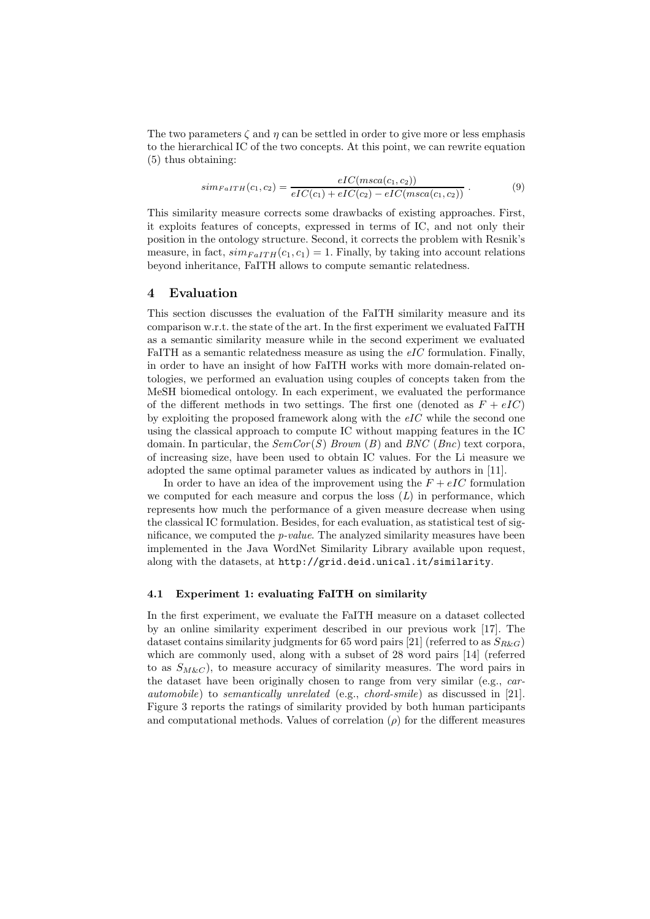The two parameters $\zeta$ and $\eta$ can be settled in order to give more or less emphasis to the hierarchical IC of the two concepts. At this point, we can rewrite equation (5) thus obtaining:

$$sim_{FaITH}(c_1, c_2) = \frac{eIC(msca(c_1, c_2))}{eIC(c_1) + eIC(c_2) - eIC(msca(c_1, c_2))} . \quad (9)$$

This similarity measure corrects some drawbacks of existing approaches. First, it exploits features of concepts, expressed in terms of IC, and not only their position in the ontology structure. Second, it corrects the problem with Resnik's measure, in fact, $sim_{FaITH}(c_1, c_1) = 1$. Finally, by taking into account relations beyond inheritance, FaITH allows to compute semantic relatedness.

## 4 Evaluation

This section discusses the evaluation of the FaITH similarity measure and its comparison w.r.t. the state of the art. In the first experiment we evaluated FaITH as a semantic similarity measure while in the second experiment we evaluated FaITH as a semantic relatedness measure as using the *eIC* formulation. Finally, in order to have an insight of how FaITH works with more domain-related ontologies, we performed an evaluation using couples of concepts taken from the MeSH biomedical ontology. In each experiment, we evaluated the performance of the different methods in two settings. The first one (denoted as $F + eIC$) by exploiting the proposed framework along with the *eIC* while the second one using the classical approach to compute IC without mapping features in the IC domain. In particular, the *SemCor*(*S*) *Brown* (*B*) and *BNC* (*Bnc*) text corpora, of increasing size, have been used to obtain IC values. For the Li measure we adopted the same optimal parameter values as indicated by authors in [11].

In order to have an idea of the improvement using the $F + eIC$ formulation we computed for each measure and corpus the loss ($L$) in performance, which represents how much the performance of a given measure decrease when using the classical IC formulation. Besides, for each evaluation, as statistical test of significance, we computed the *p-value*. The analyzed similarity measures have been implemented in the Java WordNet Similarity Library available upon request, along with the datasets, at `http://grid.deid.unical.it/similarity`.

### 4.1 Experiment 1: evaluating FaITH on similarity

In the first experiment, we evaluate the FaITH measure on a dataset collected by an online similarity experiment described in our previous work [17]. The dataset contains similarity judgments for 65 word pairs [21] (referred to as $S_{R\&G}$) which are commonly used, along with a subset of 28 word pairs [14] (referred to as $S_{M\&C}$), to measure accuracy of similarity measures. The word pairs in the dataset have been originally chosen to range from very similar (e.g., *car-automobile*) to *semantically unrelated* (e.g., *chord-smile*) as discussed in [21]. Figure 3 reports the ratings of similarity provided by both human participants and computational methods. Values of correlation ($\rho$) for the different measures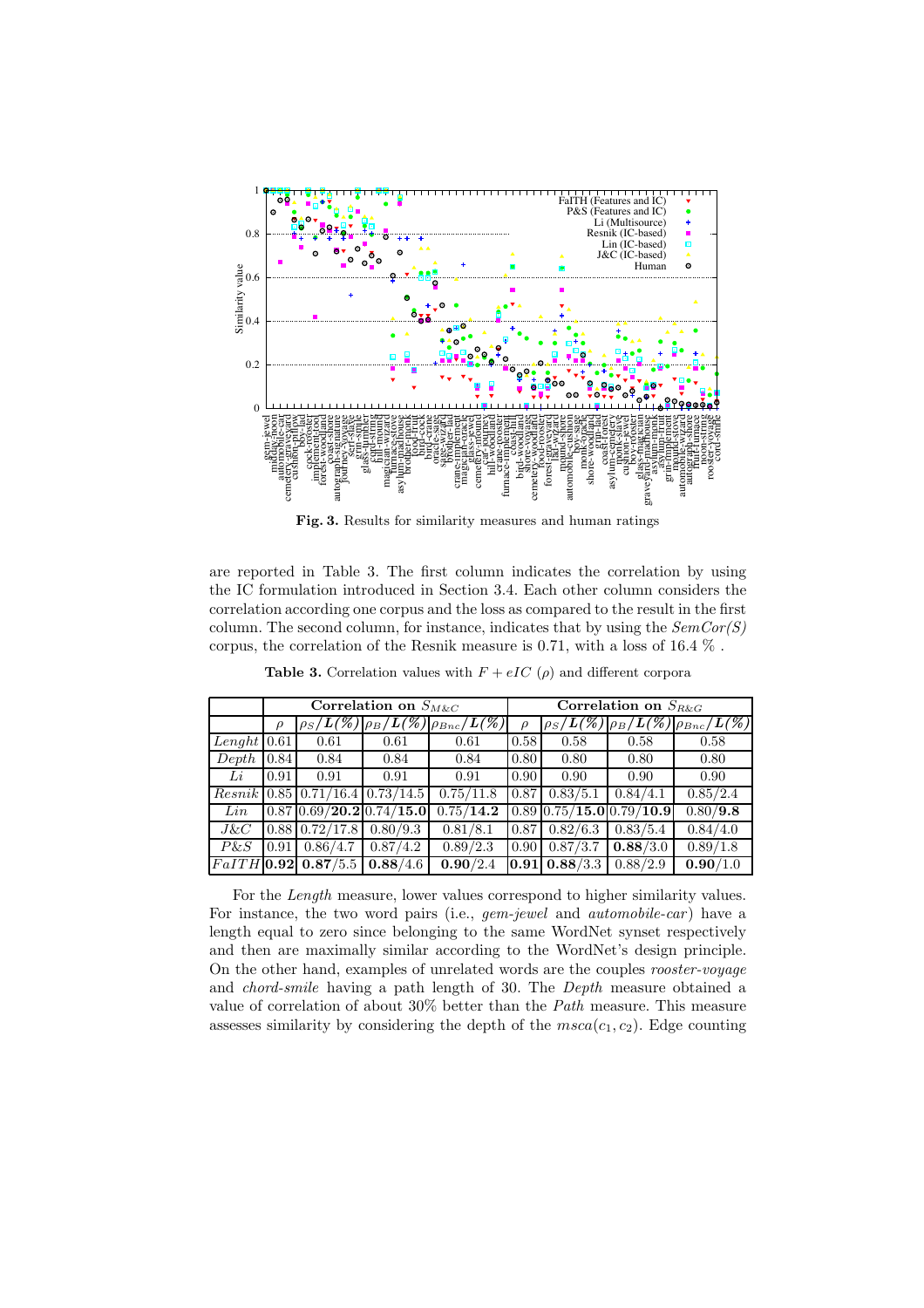**Fig. 3.** Results for similarity measures and human ratings

are reported in Table 3. The first column indicates the correlation by using the IC formulation introduced in Section 3.4. Each other column considers the correlation according one corpus and the loss as compared to the result in the first column. The second column, for instance, indicates that by using the *SemCor(S)* corpus, the correlation of the Resnik measure is 0.71, with a loss of 16.4 % .

**Table 3.** Correlation values with $F + eIC$ ($\rho$) and different corpora

| | Correlation on $S_{M\&C}$ | | | | Correlation on $S_{R\&G}$ | | | |
|---|---|---|---|---|---|---|---|---|
| | $\rho$ | $\rho_S/\boldsymbol{L(\%)}$ | $\rho_B/\boldsymbol{L(\%)}$ | $\rho_{Bnc}/\boldsymbol{L(\%)}$ | $\rho$ | $\rho_S/\boldsymbol{L(\%)}$ | $\rho_B/\boldsymbol{L(\%)}$ | $\rho_{Bnc}/\boldsymbol{L(\%)}$ |
| *Lenght* | 0.61 | 0.61 | 0.61 | 0.61 | 0.58 | 0.58 | 0.58 | 0.58 |
| *Depth* | 0.84 | 0.84 | 0.84 | 0.84 | 0.80 | 0.80 | 0.80 | 0.80 |
| *Li* | 0.91 | 0.91 | 0.91 | 0.91 | 0.90 | 0.90 | 0.90 | 0.90 |
| *Resnik* | 0.85 | 0.71/16.4 | 0.73/14.5 | 0.75/11.8 | 0.87 | 0.83/5.1 | 0.84/4.1 | 0.85/2.4 |
| *Lin* | 0.87 | 0.69/**20.2** | 0.74/**15.0** | 0.75/**14.2** | 0.89 | 0.75/**15.0** | 0.79/**10.9** | 0.80/**9.8** |
| *J&C* | 0.88 | 0.72/17.8 | 0.80/9.3 | 0.81/8.1 | 0.87 | 0.82/6.3 | 0.83/5.4 | 0.84/4.0 |
| *P&S* | 0.91 | 0.86/4.7 | 0.87/4.2 | 0.89/2.3 | 0.90 | 0.87/3.7 | **0.88**/3.0 | 0.89/1.8 |
| *FaITH* | **0.92** | **0.87**/5.5 | **0.88**/4.6 | **0.90**/2.4 | **0.91** | **0.88**/3.3 | 0.88/2.9 | **0.90**/1.0 |

For the *Length* measure, lower values correspond to higher similarity values. For instance, the two word pairs (i.e., *gem-jewel* and *automobile-car*) have a length equal to zero since belonging to the same WordNet synset respectively and then are maximally similar according to the WordNet's design principle. On the other hand, examples of unrelated words are the couples *rooster-voyage* and *chord-smile* having a path length of 30. The *Depth* measure obtained a value of correlation of about 30% better than the *Path* measure. This measure assesses similarity by considering the depth of the $msca(c_1, c_2)$. Edge counting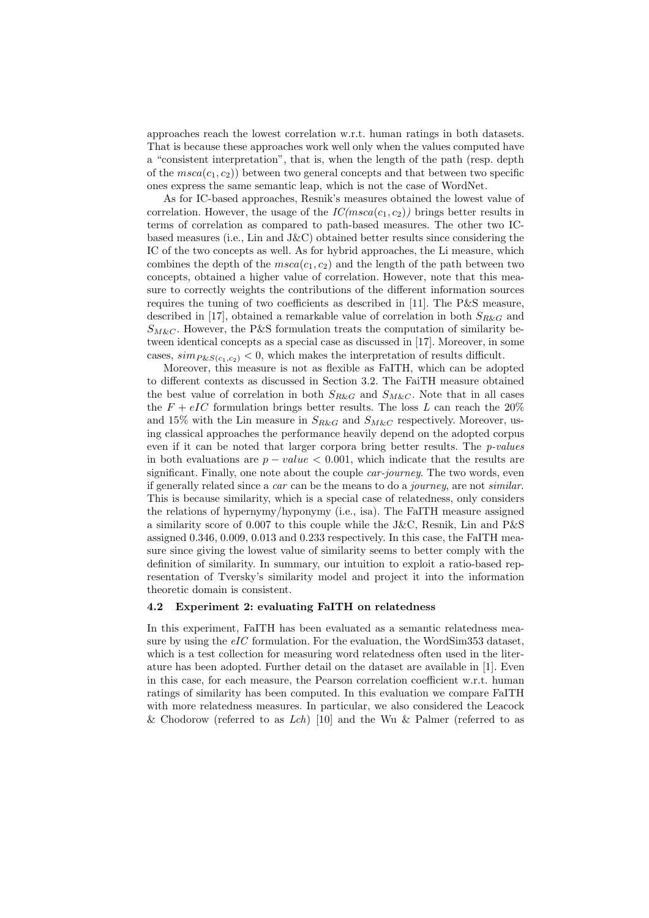approaches reach the lowest correlation w.r.t. human ratings in both datasets. That is because these approaches work well only when the values computed have a "consistent interpretation", that is, when the length of the path (resp. depth of the $msca(c_1, c_2)$) between two general concepts and that between two specific ones express the same semantic leap, which is not the case of WordNet.

As for IC-based approaches, Resnik's measures obtained the lowest value of correlation. However, the usage of the *IC($msca(c_1, c_2)$)* brings better results in terms of correlation as compared to path-based measures. The other two IC-based measures (i.e., Lin and J&C) obtained better results since considering the IC of the two concepts as well. As for hybrid approaches, the Li measure, which combines the depth of the $msca(c_1, c_2)$ and the length of the path between two concepts, obtained a higher value of correlation. However, note that this measure to correctly weights the contributions of the different information sources requires the tuning of two coefficients as described in [11]. The P&S measure, described in [17], obtained a remarkable value of correlation in both $S_{R\&G}$ and $S_{M\&C}$. However, the P&S formulation treats the computation of similarity between identical concepts as a special case as discussed in [17]. Moreover, in some cases, $sim_{P\&S(c_1,c_2)} < 0$, which makes the interpretation of results difficult.

Moreover, this measure is not as flexible as FaITH, which can be adopted to different contexts as discussed in Section 3.2. The FaiTH measure obtained the best value of correlation in both $S_{R\&G}$ and $S_{M\&C}$. Note that in all cases the $F + eIC$ formulation brings better results. The loss $L$ can reach the 20% and 15% with the Lin measure in $S_{R\&G}$ and $S_{M\&C}$ respectively. Moreover, using classical approaches the performance heavily depend on the adopted corpus even if it can be noted that larger corpora bring better results. The *p-values* in both evaluations are $p - value < 0.001$, which indicate that the results are significant. Finally, one note about the couple *car-journey*. The two words, even if generally related since a *car* can be the means to do a *journey*, are not *similar*. This is because similarity, which is a special case of relatedness, only considers the relations of hypernymy/hyponymy (i.e., isa). The FaITH measure assigned a similarity score of 0.007 to this couple while the J&C, Resnik, Lin and P&S assigned 0.346, 0.009, 0.013 and 0.233 respectively. In this case, the FaITH measure since giving the lowest value of similarity seems to better comply with the definition of similarity. In summary, our intuition to exploit a ratio-based representation of Tversky's similarity model and project it into the information theoretic domain is consistent.

### 4.2 Experiment 2: evaluating FaITH on relatedness

In this experiment, FaITH has been evaluated as a semantic relatedness measure by using the *eIC* formulation. For the evaluation, the WordSim353 dataset, which is a test collection for measuring word relatedness often used in the literature has been adopted. Further detail on the dataset are available in [1]. Even in this case, for each measure, the Pearson correlation coefficient w.r.t. human ratings of similarity has been computed. In this evaluation we compare FaITH with more relatedness measures. In particular, we also considered the Leacock & Chodorow (referred to as *Lch*) [10] and the Wu & Palmer (referred to as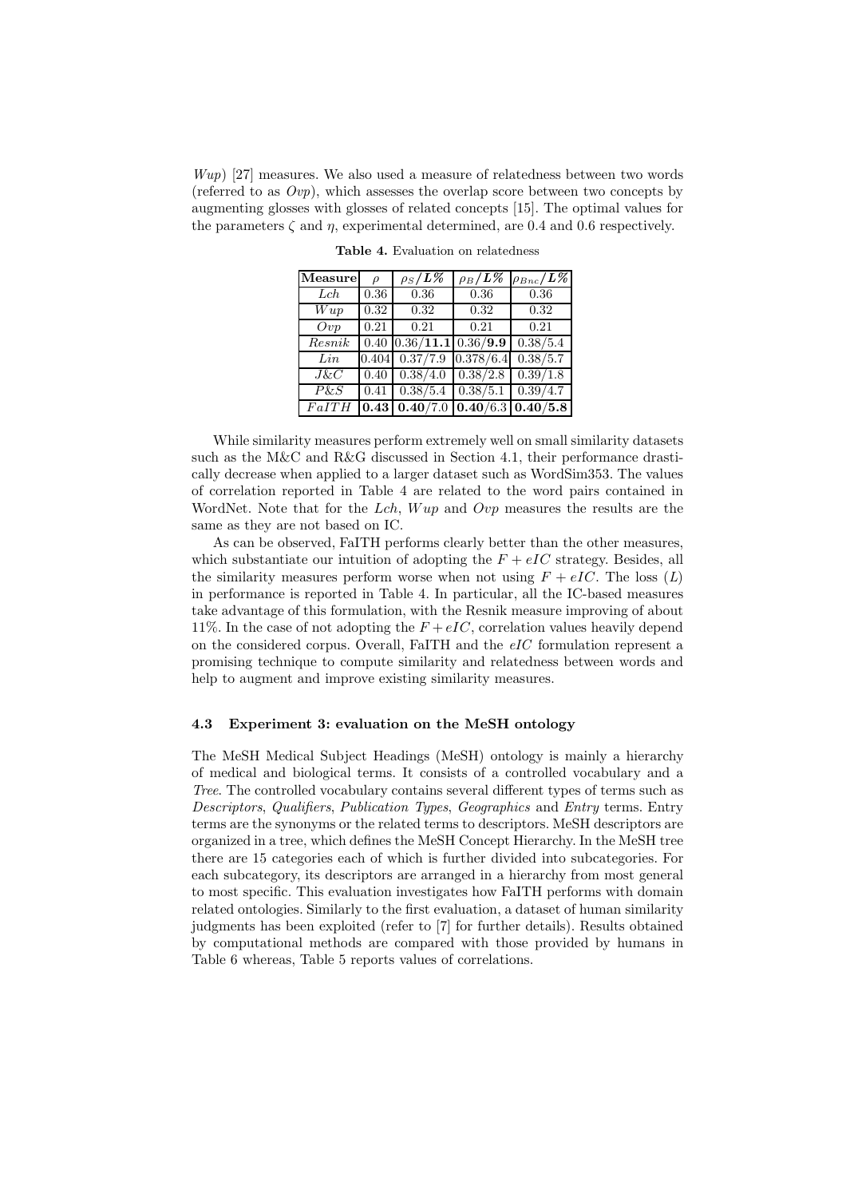*Wup*) [27] measures. We also used a measure of relatedness between two words (referred to as *Ovp*), which assesses the overlap score between two concepts by augmenting glosses with glosses of related concepts [15]. The optimal values for the parameters $\zeta$ and $\eta$, experimental determined, are 0.4 and 0.6 respectively.

**Table 4.** Evaluation on relatedness

| Measure | $\rho$ | $\rho_S/L\%$ | $\rho_B/L\%$ | $\rho_{Bnc}/L\%$ |
|---|---|---|---|---|
| *Lch* | 0.36 | 0.36 | 0.36 | 0.36 |
| *Wup* | 0.32 | 0.32 | 0.32 | 0.32 |
| *Ovp* | 0.21 | 0.21 | 0.21 | 0.21 |
| *Resnik* | 0.40 | 0.36/**11.1** | 0.36/**9.9** | 0.38/5.4 |
| *Lin* | 0.404 | 0.37/7.9 | 0.378/6.4 | 0.38/5.7 |
| *J&C* | 0.40 | 0.38/4.0 | 0.38/2.8 | 0.39/1.8 |
| *P&S* | 0.41 | 0.38/5.4 | 0.38/5.1 | 0.39/4.7 |
| *FaITH* | **0.43** | **0.40**/7.0 | **0.40**/6.3 | **0.40/5.8** |

While similarity measures perform extremely well on small similarity datasets such as the M&C and R&G discussed in Section 4.1, their performance drastically decrease when applied to a larger dataset such as WordSim353. The values of correlation reported in Table 4 are related to the word pairs contained in WordNet. Note that for the *Lch*, *Wup* and *Ovp* measures the results are the same as they are not based on IC.

As can be observed, FaITH performs clearly better than the other measures, which substantiate our intuition of adopting the $F + eIC$ strategy. Besides, all the similarity measures perform worse when not using $F + eIC$. The loss ($L$) in performance is reported in Table 4. In particular, all the IC-based measures take advantage of this formulation, with the Resnik measure improving of about 11%. In the case of not adopting the $F + eIC$, correlation values heavily depend on the considered corpus. Overall, FaITH and the *eIC* formulation represent a promising technique to compute similarity and relatedness between words and help to augment and improve existing similarity measures.

### 4.3 Experiment 3: evaluation on the MeSH ontology

The MeSH Medical Subject Headings (MeSH) ontology is mainly a hierarchy of medical and biological terms. It consists of a controlled vocabulary and a *Tree*. The controlled vocabulary contains several different types of terms such as *Descriptors*, *Qualifiers*, *Publication Types*, *Geographics* and *Entry* terms. Entry terms are the synonyms or the related terms to descriptors. MeSH descriptors are organized in a tree, which defines the MeSH Concept Hierarchy. In the MeSH tree there are 15 categories each of which is further divided into subcategories. For each subcategory, its descriptors are arranged in a hierarchy from most general to most specific. This evaluation investigates how FaITH performs with domain related ontologies. Similarly to the first evaluation, a dataset of human similarity judgments has been exploited (refer to [7] for further details). Results obtained by computational methods are compared with those provided by humans in Table 6 whereas, Table 5 reports values of correlations.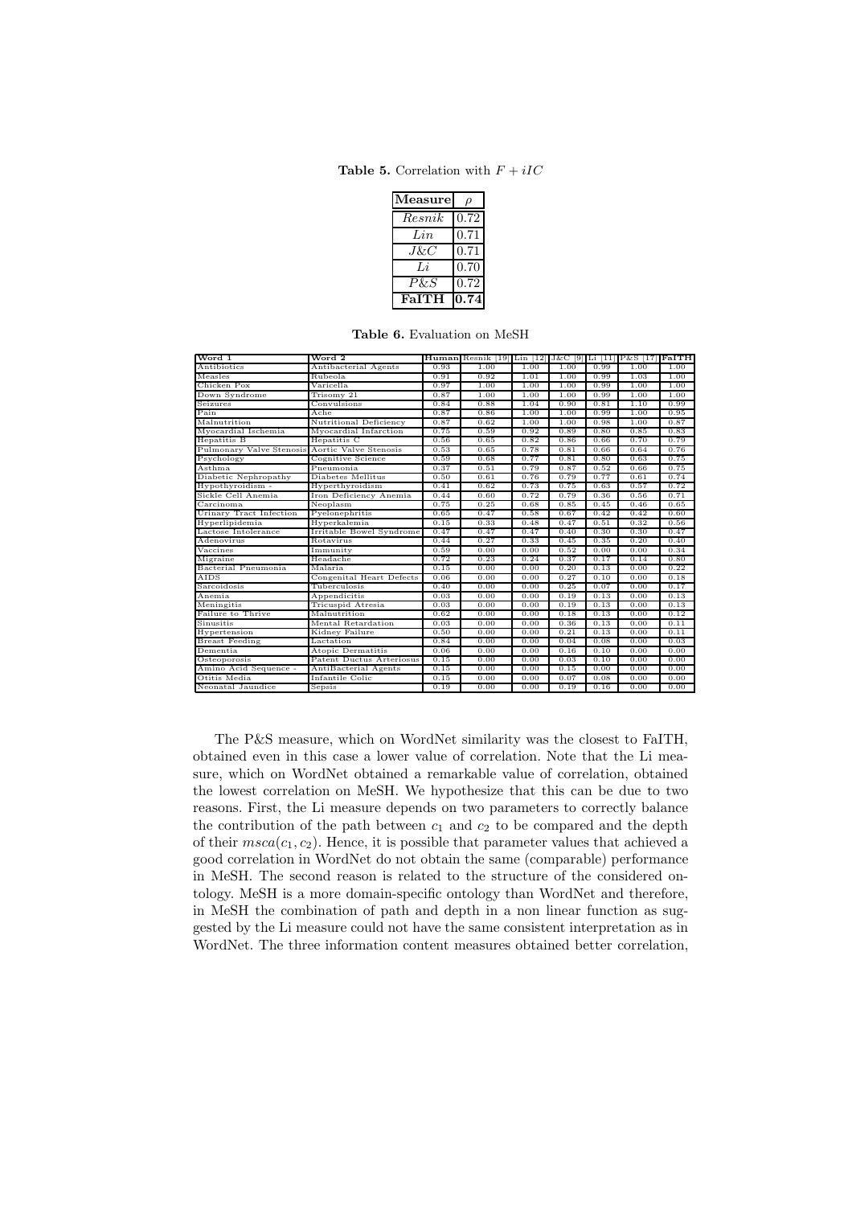**Table 5.** Correlation with $F + iIC$

| Measure | $\rho$ |
|---|---|
| *Resnik* | 0.72 |
| *Lin* | 0.71 |
| *J&C* | 0.71 |
| *Li* | 0.70 |
| *P&S* | 0.72 |
| **FaITH** | **0.74** |

**Table 6.** Evaluation on MeSH

| Word 1 | Word 2 | Human | Resnik [19] | Lin [12] | J&C [9] | Li [11] | P&S [17] | FaITH |
|---|---|---|---|---|---|---|---|---|
| Antibiotics | Antibacterial Agents | 0.93 | 1.00 | 1.00 | 1.00 | 0.99 | 1.00 | 1.00 |
| Measles | Rubeola | 0.91 | 0.92 | 1.01 | 1.00 | 0.99 | 1.03 | 1.00 |
| Chicken Pox | Varicella | 0.97 | 1.00 | 1.00 | 1.00 | 0.99 | 1.00 | 1.00 |
| Down Syndrome | Trisomy 21 | 0.87 | 1.00 | 1.00 | 1.00 | 0.99 | 1.00 | 1.00 |
| Seizures | Convulsions | 0.84 | 0.88 | 1.04 | 0.90 | 0.81 | 1.10 | 0.99 |
| Pain | Ache | 0.87 | 0.86 | 1.00 | 1.00 | 0.99 | 1.00 | 0.95 |
| Malnutrition | Nutritional Deficiency | 0.87 | 0.62 | 1.00 | 1.00 | 0.98 | 1.00 | 0.87 |
| Myocardial Ischemia | Myocardial Infarction | 0.75 | 0.59 | 0.92 | 0.89 | 0.80 | 0.85 | 0.83 |
| Hepatitis B | Hepatitis C | 0.56 | 0.65 | 0.82 | 0.86 | 0.66 | 0.70 | 0.79 |
| Pulmonary Valve Stenosis | Aortic Valve Stenosis | 0.53 | 0.65 | 0.78 | 0.81 | 0.66 | 0.64 | 0.76 |
| Psychology | Cognitive Science | 0.59 | 0.68 | 0.77 | 0.81 | 0.80 | 0.63 | 0.75 |
| Asthma | Pneumonia | 0.37 | 0.51 | 0.79 | 0.87 | 0.52 | 0.66 | 0.75 |
| Diabetic Nephropathy | Diabetes Mellitus | 0.50 | 0.61 | 0.76 | 0.79 | 0.77 | 0.61 | 0.74 |
| Hypothyroidism - | Hyperthyroidism | 0.41 | 0.62 | 0.73 | 0.75 | 0.63 | 0.57 | 0.72 |
| Sickle Cell Anemia | Iron Deficiency Anemia | 0.44 | 0.60 | 0.72 | 0.79 | 0.36 | 0.56 | 0.71 |
| Carcinoma | Neoplasm | 0.75 | 0.25 | 0.68 | 0.85 | 0.45 | 0.46 | 0.65 |
| Urinary Tract Infection | Pyelonephritis | 0.65 | 0.47 | 0.58 | 0.67 | 0.42 | 0.42 | 0.60 |
| Hyperlipidemia | Hyperkalemia | 0.15 | 0.33 | 0.48 | 0.47 | 0.51 | 0.32 | 0.56 |
| Lactose Intolerance | Irritable Bowel Syndrome | 0.47 | 0.47 | 0.47 | 0.40 | 0.30 | 0.30 | 0.47 |
| Adenovirus | Rotavirus | 0.44 | 0.27 | 0.33 | 0.45 | 0.35 | 0.20 | 0.40 |
| Vaccines | Immunity | 0.59 | 0.00 | 0.00 | 0.52 | 0.00 | 0.00 | 0.34 |
| Migraine | Headache | 0.72 | 0.23 | 0.24 | 0.37 | 0.17 | 0.14 | 0.80 |
| Bacterial Pneumonia | Malaria | 0.15 | 0.00 | 0.00 | 0.20 | 0.13 | 0.00 | 0.22 |
| AIDS | Congenital Heart Defects | 0.06 | 0.00 | 0.00 | 0.27 | 0.10 | 0.00 | 0.18 |
| Sarcoidosis | Tuberculosis | 0.40 | 0.00 | 0.00 | 0.25 | 0.07 | 0.00 | 0.17 |
| Anemia | Appendicitis | 0.03 | 0.00 | 0.00 | 0.19 | 0.13 | 0.00 | 0.13 |
| Meningitis | Tricuspid Atresia | 0.03 | 0.00 | 0.00 | 0.19 | 0.13 | 0.00 | 0.13 |
| Failure to Thrive | Malnutrition | 0.62 | 0.00 | 0.00 | 0.18 | 0.13 | 0.00 | 0.12 |
| Sinusitis | Mental Retardation | 0.03 | 0.00 | 0.00 | 0.36 | 0.13 | 0.00 | 0.11 |
| Hypertension | Kidney Failure | 0.50 | 0.00 | 0.00 | 0.21 | 0.13 | 0.00 | 0.11 |
| Breast Feeding | Lactation | 0.84 | 0.00 | 0.00 | 0.04 | 0.08 | 0.00 | 0.03 |
| Dementia | Atopic Dermatitis | 0.06 | 0.00 | 0.00 | 0.16 | 0.10 | 0.00 | 0.00 |
| Osteoporosis | Patent Ductus Arteriosus | 0.15 | 0.00 | 0.00 | 0.03 | 0.10 | 0.00 | 0.00 |
| Amino Acid Sequence - | AntiBacterial Agents | 0.15 | 0.00 | 0.00 | 0.15 | 0.00 | 0.00 | 0.00 |
| Otitis Media | Infantile Colic | 0.15 | 0.00 | 0.00 | 0.07 | 0.08 | 0.00 | 0.00 |
| Neonatal Jaundice | Sepsis | 0.19 | 0.00 | 0.00 | 0.19 | 0.16 | 0.00 | 0.00 |

The P&S measure, which on WordNet similarity was the closest to FaITH, obtained even in this case a lower value of correlation. Note that the Li measure, which on WordNet obtained a remarkable value of correlation, obtained the lowest correlation on MeSH. We hypothesize that this can be due to two reasons. First, the Li measure depends on two parameters to correctly balance the contribution of the path between $c_1$ and $c_2$ to be compared and the depth of their $msca(c_1, c_2)$. Hence, it is possible that parameter values that achieved a good correlation in WordNet do not obtain the same (comparable) performance in MeSH. The second reason is related to the structure of the considered ontology. MeSH is a more domain-specific ontology than WordNet and therefore, in MeSH the combination of path and depth in a non linear function as suggested by the Li measure could not have the same consistent interpretation as in WordNet. The three information content measures obtained better correlation,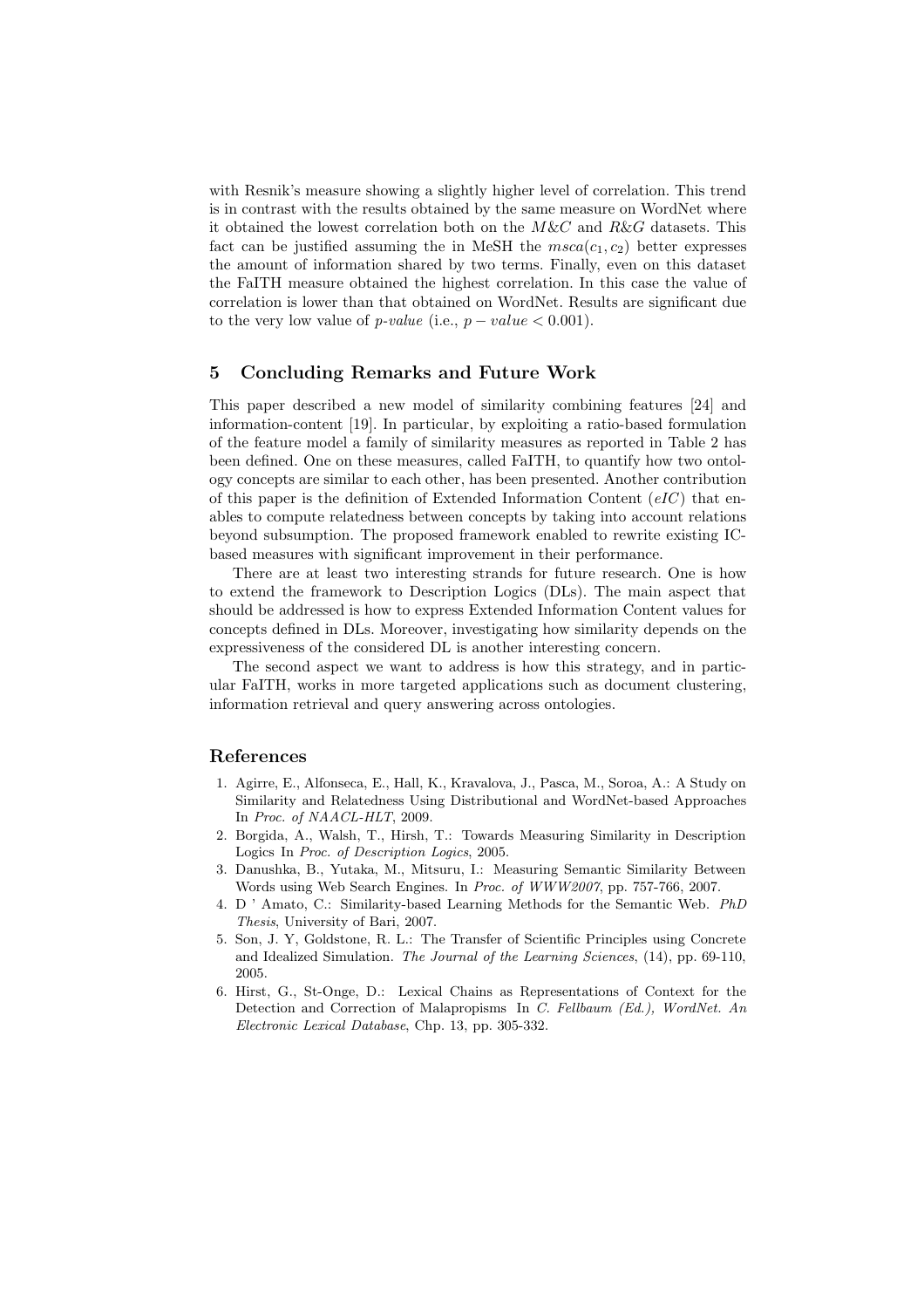with Resnik's measure showing a slightly higher level of correlation. This trend is in contrast with the results obtained by the same measure on WordNet where it obtained the lowest correlation both on the *M&C* and *R&G* datasets. This fact can be justified assuming the in MeSH the $msca(c_1, c_2)$ better expresses the amount of information shared by two terms. Finally, even on this dataset the FaITH measure obtained the highest correlation. In this case the value of correlation is lower than that obtained on WordNet. Results are significant due to the very low value of *p-value* (i.e., $p - value < 0.001$).

## 5 Concluding Remarks and Future Work

This paper described a new model of similarity combining features [24] and information-content [19]. In particular, by exploiting a ratio-based formulation of the feature model a family of similarity measures as reported in Table 2 has been defined. One on these measures, called FaITH, to quantify how two ontology concepts are similar to each other, has been presented. Another contribution of this paper is the definition of Extended Information Content ($eIC$) that enables to compute relatedness between concepts by taking into account relations beyond subsumption. The proposed framework enabled to rewrite existing IC-based measures with significant improvement in their performance.

There are at least two interesting strands for future research. One is how to extend the framework to Description Logics (DLs). The main aspect that should be addressed is how to express Extended Information Content values for concepts defined in DLs. Moreover, investigating how similarity depends on the expressiveness of the considered DL is another interesting concern.

The second aspect we want to address is how this strategy, and in particular FaITH, works in more targeted applications such as document clustering, information retrieval and query answering across ontologies.

## References

1. Agirre, E., Alfonseca, E., Hall, K., Kravalova, J., Pasca, M., Soroa, A.: A Study on Similarity and Relatedness Using Distributional and WordNet-based Approaches In *Proc. of NAACL-HLT*, 2009.
2. Borgida, A., Walsh, T., Hirsh, T.: Towards Measuring Similarity in Description Logics In *Proc. of Description Logics*, 2005.
3. Danushka, B., Yutaka, M., Mitsuru, I.: Measuring Semantic Similarity Between Words using Web Search Engines. In *Proc. of WWW2007*, pp. 757-766, 2007.
4. D ' Amato, C.: Similarity-based Learning Methods for the Semantic Web. *PhD Thesis*, University of Bari, 2007.
5. Son, J. Y, Goldstone, R. L.: The Transfer of Scientific Principles using Concrete and Idealized Simulation. *The Journal of the Learning Sciences*, (14), pp. 69-110, 2005.
6. Hirst, G., St-Onge, D.: Lexical Chains as Representations of Context for the Detection and Correction of Malapropisms In *C. Fellbaum (Ed.), WordNet. An Electronic Lexical Database*, Chp. 13, pp. 305-332.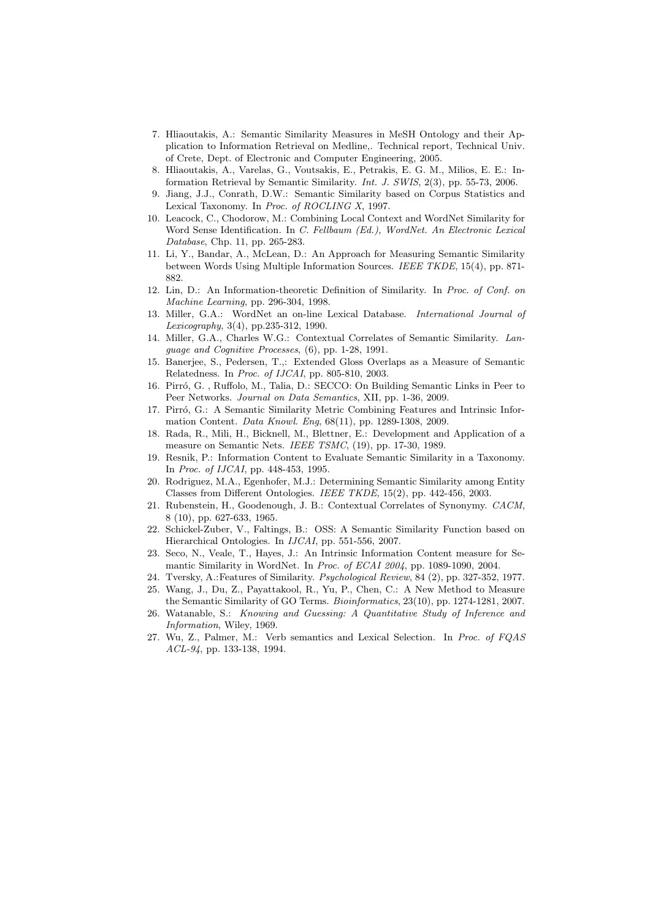7. Hliaoutakis, A.: Semantic Similarity Measures in MeSH Ontology and their Application to Information Retrieval on Medline,. Technical report, Technical Univ. of Crete, Dept. of Electronic and Computer Engineering, 2005.
8. Hliaoutakis, A., Varelas, G., Voutsakis, E., Petrakis, E. G. M., Milios, E. E.: Information Retrieval by Semantic Similarity. *Int. J. SWIS*, 2(3), pp. 55-73, 2006.
9. Jiang, J.J., Conrath, D.W.: Semantic Similarity based on Corpus Statistics and Lexical Taxonomy. In *Proc. of ROCLING X*, 1997.
10. Leacock, C., Chodorow, M.: Combining Local Context and WordNet Similarity for Word Sense Identification. In *C. Fellbaum (Ed.), WordNet. An Electronic Lexical Database*, Chp. 11, pp. 265-283.
11. Li, Y., Bandar, A., McLean, D.: An Approach for Measuring Semantic Similarity between Words Using Multiple Information Sources. *IEEE TKDE*, 15(4), pp. 871-882.
12. Lin, D.: An Information-theoretic Definition of Similarity. In *Proc. of Conf. on Machine Learning*, pp. 296-304, 1998.
13. Miller, G.A.: WordNet an on-line Lexical Database. *International Journal of Lexicography*, 3(4), pp.235-312, 1990.
14. Miller, G.A., Charles W.G.: Contextual Correlates of Semantic Similarity. *Language and Cognitive Processes*, (6), pp. 1-28, 1991.
15. Banerjee, S., Pedersen, T.,: Extended Gloss Overlaps as a Measure of Semantic Relatedness. In *Proc. of IJCAI*, pp. 805-810, 2003.
16. Pirró, G. , Ruffolo, M., Talia, D.: SECCO: On Building Semantic Links in Peer to Peer Networks. *Journal on Data Semantics*, XII, pp. 1-36, 2009.
17. Pirró, G.: A Semantic Similarity Metric Combining Features and Intrinsic Information Content. *Data Knowl. Eng*, 68(11), pp. 1289-1308, 2009.
18. Rada, R., Mili, H., Bicknell, M., Blettner, E.: Development and Application of a measure on Semantic Nets. *IEEE TSMC*, (19), pp. 17-30, 1989.
19. Resnik, P.: Information Content to Evaluate Semantic Similarity in a Taxonomy. In *Proc. of IJCAI*, pp. 448-453, 1995.
20. Rodriguez, M.A., Egenhofer, M.J.: Determining Semantic Similarity among Entity Classes from Different Ontologies. *IEEE TKDE*, 15(2), pp. 442-456, 2003.
21. Rubenstein, H., Goodenough, J. B.: Contextual Correlates of Synonymy. *CACM*, 8 (10), pp. 627-633, 1965.
22. Schickel-Zuber, V., Faltings, B.: OSS: A Semantic Similarity Function based on Hierarchical Ontologies. In *IJCAI*, pp. 551-556, 2007.
23. Seco, N., Veale, T., Hayes, J.: An Intrinsic Information Content measure for Semantic Similarity in WordNet. In *Proc. of ECAI 2004*, pp. 1089-1090, 2004.
24. Tversky, A.:Features of Similarity. *Psychological Review*, 84 (2), pp. 327-352, 1977.
25. Wang, J., Du, Z., Payattakool, R., Yu, P., Chen, C.: A New Method to Measure the Semantic Similarity of GO Terms. *Bioinformatics*, 23(10), pp. 1274-1281, 2007.
26. Watanable, S.: *Knowing and Guessing: A Quantitative Study of Inference and Information*, Wiley, 1969.
27. Wu, Z., Palmer, M.: Verb semantics and Lexical Selection. In *Proc. of FQAS ACL-94*, pp. 133-138, 1994.